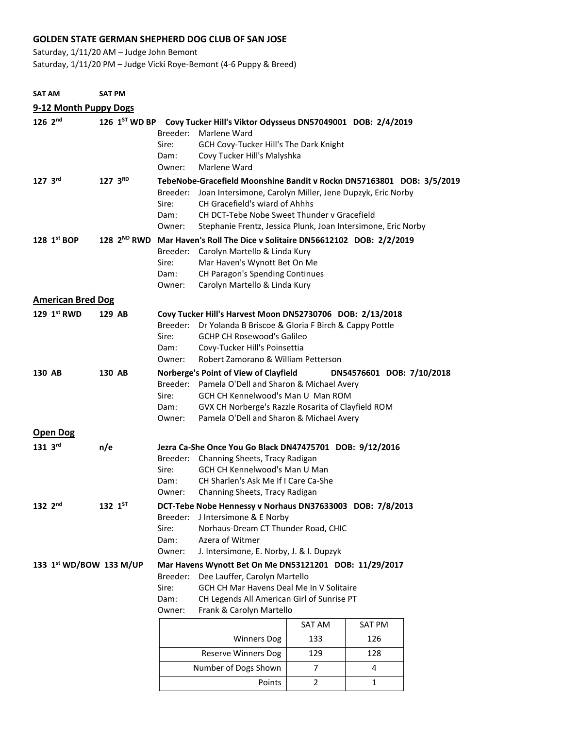**GOLDEN STATE GERMAN SHEPHERD DOG CLUB OF SAN JOSE**

Saturday, 1/11/20 AM – Judge John Bemont
Saturday, 1/11/20 PM – Judge Vicki Roye-Bemont (4-6 Puppy & Breed)

**SAT AM** **SAT PM**

## 9-12 Month Puppy Dogs

**126 2nd** **126 1ST WD BP** **Covy Tucker Hill's Viktor Odysseus DN57049001 DOB: 2/4/2019**
Breeder: Marlene Ward
Sire: GCH Covy-Tucker Hill's The Dark Knight
Dam: Covy Tucker Hill's Malyshka
Owner: Marlene Ward

**127 3rd** **127 3RD** **TebeNobe-Gracefield Moonshine Bandit v Rockn DN57163801 DOB: 3/5/2019**
Breeder: Joan Intersimone, Carolyn Miller, Jene Dupzyk, Eric Norby
Sire: CH Gracefield's wiard of Ahhhs
Dam: CH DCT-Tebe Nobe Sweet Thunder v Gracefield
Owner: Stephanie Frentz, Jessica Plunk, Joan Intersimone, Eric Norby

**128 1st BOP** **128 2ND RWD** **Mar Haven's Roll The Dice v Solitaire DN56612102 DOB: 2/2/2019**
Breeder: Carolyn Martello & Linda Kury
Sire: Mar Haven's Wynott Bet On Me
Dam: CH Paragon's Spending Continues
Owner: Carolyn Martello & Linda Kury

## American Bred Dog

**129 1st RWD** **129 AB** **Covy Tucker Hill's Harvest Moon DN52730706 DOB: 2/13/2018**
Breeder: Dr Yolanda B Briscoe & Gloria F Birch & Cappy Pottle
Sire: GCHP CH Rosewood's Galileo
Dam: Covy-Tucker Hill's Poinsettia
Owner: Robert Zamorano & William Petterson

**130 AB** **130 AB** **Norberge's Point of View of Clayfield DN54576601 DOB: 7/10/2018**
Breeder: Pamela O'Dell and Sharon & Michael Avery
Sire: GCH CH Kennelwood's Man U Man ROM
Dam: GVX CH Norberge's Razzle Rosarita of Clayfield ROM
Owner: Pamela O'Dell and Sharon & Michael Avery

## Open Dog

**131 3rd** **n/e** **Jezra Ca-She Once You Go Black DN47475701 DOB: 9/12/2016**
Breeder: Channing Sheets, Tracy Radigan
Sire: GCH CH Kennelwood's Man U Man
Dam: CH Sharlen's Ask Me If I Care Ca-She
Owner: Channing Sheets, Tracy Radigan

**132 2nd** **132 1ST** **DCT-Tebe Nobe Hennessy v Norhaus DN37633003 DOB: 7/8/2013**
Breeder: J Intersimone & E Norby
Sire: Norhaus-Dream CT Thunder Road, CHIC
Dam: Azera of Witmer
Owner: J. Intersimone, E. Norby, J. & I. Dupzyk

**133 1st WD/BOW** **133 M/UP** **Mar Havens Wynott Bet On Me DN53121201 DOB: 11/29/2017**
Breeder: Dee Lauffer, Carolyn Martello
Sire: GCH CH Mar Havens Deal Me In V Solitaire
Dam: CH Legends All American Girl of Sunrise PT
Owner: Frank & Carolyn Martello

| | SAT AM | SAT PM |
|---|---|---|
| Winners Dog | 133 | 126 |
| Reserve Winners Dog | 129 | 128 |
| Number of Dogs Shown | 7 | 4 |
| Points | 2 | 1 |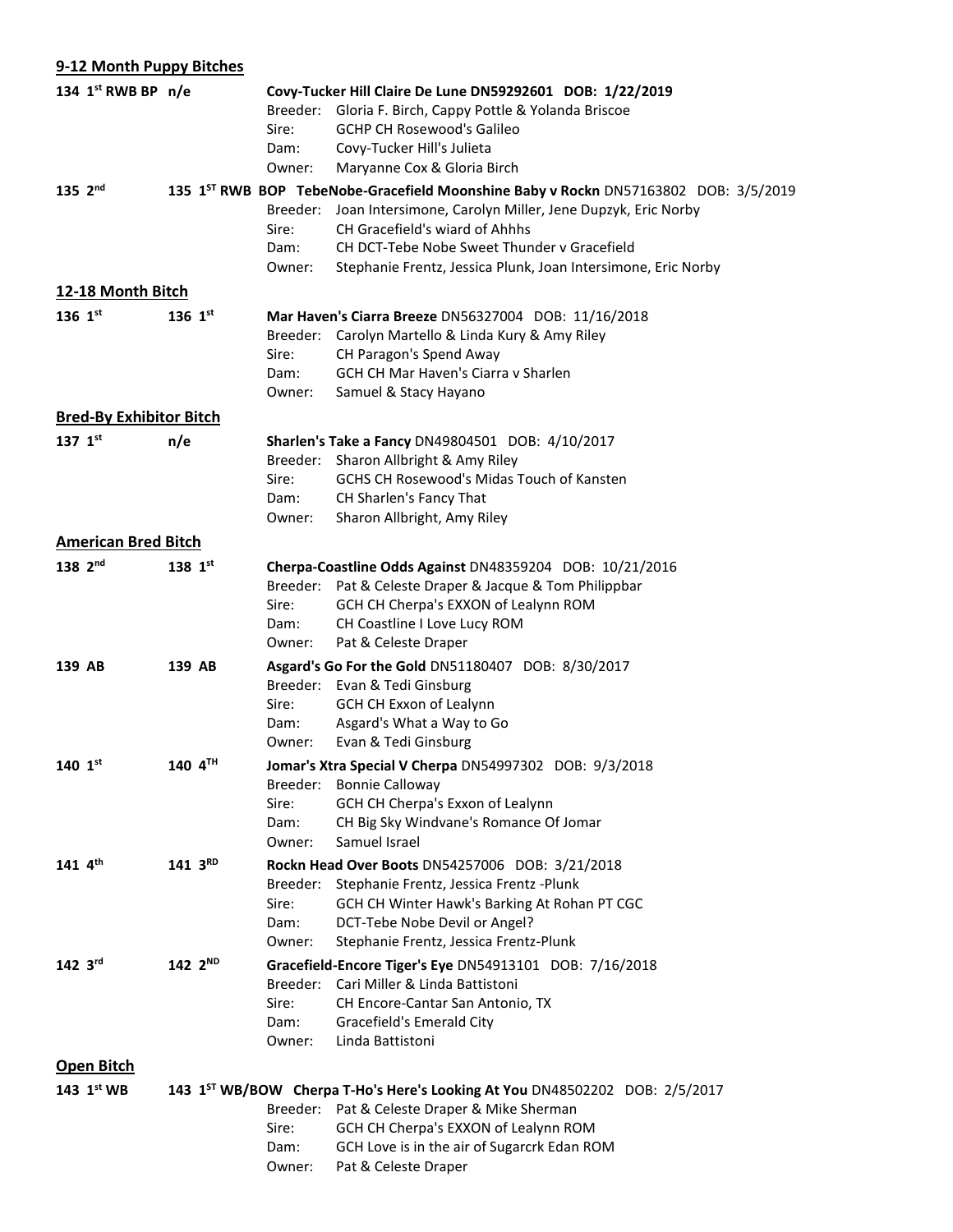## 9-12 Month Puppy Bitches

**134 1st RWB BP n/e** **Covy-Tucker Hill Claire De Lune DN59292601 DOB: 1/22/2019**
Breeder: Gloria F. Birch, Cappy Pottle & Yolanda Briscoe
Sire: GCHP CH Rosewood's Galileo
Dam: Covy-Tucker Hill's Julieta
Owner: Maryanne Cox & Gloria Birch

**135 2nd** **135 1ST RWB BOP TebeNobe-Gracefield Moonshine Baby v Rockn** DN57163802 DOB: 3/5/2019
Breeder: Joan Intersimone, Carolyn Miller, Jene Dupzyk, Eric Norby
Sire: CH Gracefield's wiard of Ahhhs
Dam: CH DCT-Tebe Nobe Sweet Thunder v Gracefield
Owner: Stephanie Frentz, Jessica Plunk, Joan Intersimone, Eric Norby

## 12-18 Month Bitch

**136 1st** **136 1st** **Mar Haven's Ciarra Breeze** DN56327004 DOB: 11/16/2018
Breeder: Carolyn Martello & Linda Kury & Amy Riley
Sire: CH Paragon's Spend Away
Dam: GCH CH Mar Haven's Ciarra v Sharlen
Owner: Samuel & Stacy Hayano

## Bred-By Exhibitor Bitch

**137 1st** **n/e** **Sharlen's Take a Fancy** DN49804501 DOB: 4/10/2017
Breeder: Sharon Allbright & Amy Riley
Sire: GCHS CH Rosewood's Midas Touch of Kansten
Dam: CH Sharlen's Fancy That
Owner: Sharon Allbright, Amy Riley

## American Bred Bitch

**138 2nd** **138 1st** **Cherpa-Coastline Odds Against** DN48359204 DOB: 10/21/2016
Breeder: Pat & Celeste Draper & Jacque & Tom Philippbar
Sire: GCH CH Cherpa's EXXON of Lealynn ROM
Dam: CH Coastline I Love Lucy ROM
Owner: Pat & Celeste Draper

**139 AB** **139 AB** **Asgard's Go For the Gold** DN51180407 DOB: 8/30/2017
Breeder: Evan & Tedi Ginsburg
Sire: GCH CH Exxon of Lealynn
Dam: Asgard's What a Way to Go
Owner: Evan & Tedi Ginsburg

**140 1st** **140 4TH** **Jomar's Xtra Special V Cherpa** DN54997302 DOB: 9/3/2018
Breeder: Bonnie Calloway
Sire: GCH CH Cherpa's Exxon of Lealynn
Dam: CH Big Sky Windvane's Romance Of Jomar
Owner: Samuel Israel

**141 4th** **141 3RD** **Rockn Head Over Boots** DN54257006 DOB: 3/21/2018
Breeder: Stephanie Frentz, Jessica Frentz -Plunk
Sire: GCH CH Winter Hawk's Barking At Rohan PT CGC
Dam: DCT-Tebe Nobe Devil or Angel?
Owner: Stephanie Frentz, Jessica Frentz-Plunk

**142 3rd** **142 2ND** **Gracefield-Encore Tiger's Eye** DN54913101 DOB: 7/16/2018
Breeder: Cari Miller & Linda Battistoni
Sire: CH Encore-Cantar San Antonio, TX
Dam: Gracefield's Emerald City
Owner: Linda Battistoni

## Open Bitch

**143 1st WB** **143 1ST WB/BOW Cherpa T-Ho's Here's Looking At You** DN48502202 DOB: 2/5/2017
Breeder: Pat & Celeste Draper & Mike Sherman
Sire: GCH CH Cherpa's EXXON of Lealynn ROM
Dam: GCH Love is in the air of Sugarcrk Edan ROM
Owner: Pat & Celeste Draper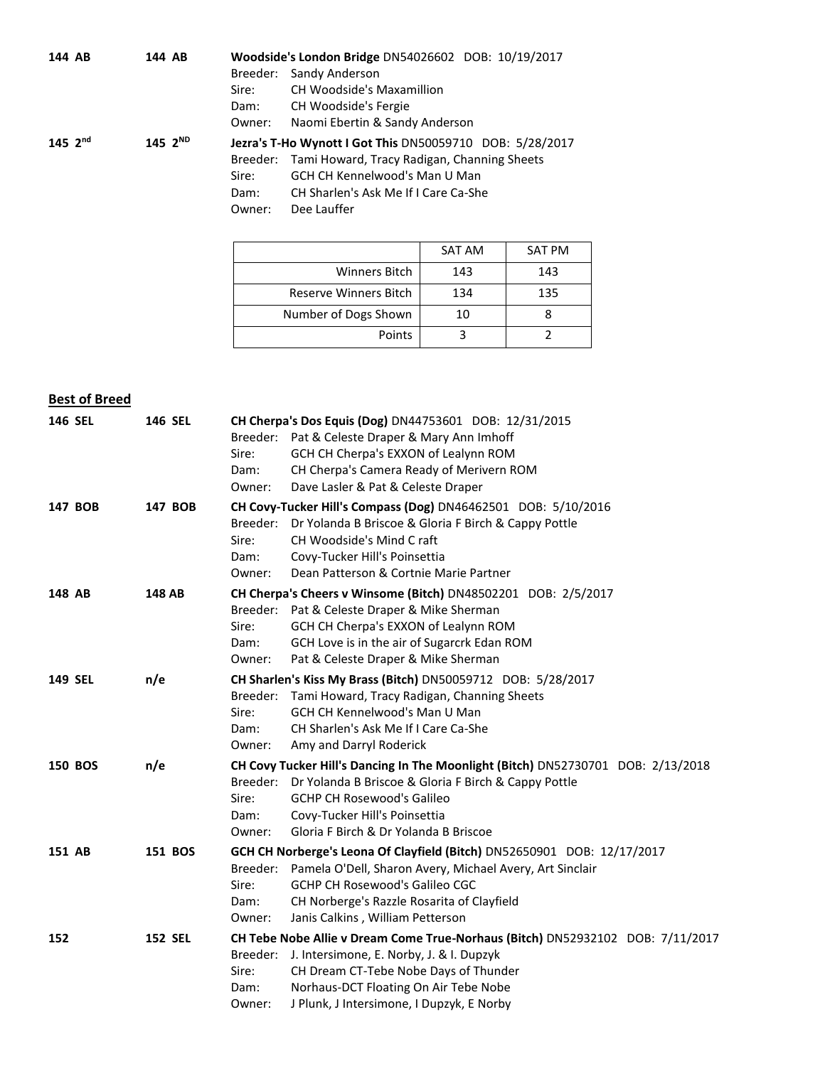**144 AB** **144 AB** **Woodside's London Bridge** DN54026602 DOB: 10/19/2017
Breeder: Sandy Anderson
Sire: CH Woodside's Maxamillion
Dam: CH Woodside's Fergie
Owner: Naomi Ebertin & Sandy Anderson

**145 2nd** **145 2ND** **Jezra's T-Ho Wynott I Got This** DN50059710 DOB: 5/28/2017
Breeder: Tami Howard, Tracy Radigan, Channing Sheets
Sire: GCH CH Kennelwood's Man U Man
Dam: CH Sharlen's Ask Me If I Care Ca-She
Owner: Dee Lauffer

| | SAT AM | SAT PM |
|---|---|---|
| Winners Bitch | 143 | 143 |
| Reserve Winners Bitch | 134 | 135 |
| Number of Dogs Shown | 10 | 8 |
| Points | 3 | 2 |

## Best of Breed

**146 SEL** **146 SEL** **CH Cherpa's Dos Equis (Dog)** DN44753601 DOB: 12/31/2015
Breeder: Pat & Celeste Draper & Mary Ann Imhoff
Sire: GCH CH Cherpa's EXXON of Lealynn ROM
Dam: CH Cherpa's Camera Ready of Merivern ROM
Owner: Dave Lasler & Pat & Celeste Draper

**147 BOB** **147 BOB** **CH Covy-Tucker Hill's Compass (Dog)** DN46462501 DOB: 5/10/2016
Breeder: Dr Yolanda B Briscoe & Gloria F Birch & Cappy Pottle
Sire: CH Woodside's Mind C raft
Dam: Covy-Tucker Hill's Poinsettia
Owner: Dean Patterson & Cortnie Marie Partner

**148 AB** **148 AB** **CH Cherpa's Cheers v Winsome (Bitch)** DN48502201 DOB: 2/5/2017
Breeder: Pat & Celeste Draper & Mike Sherman
Sire: GCH CH Cherpa's EXXON of Lealynn ROM
Dam: GCH Love is in the air of Sugarcrk Edan ROM
Owner: Pat & Celeste Draper & Mike Sherman

**149 SEL** n/e **CH Sharlen's Kiss My Brass (Bitch)** DN50059712 DOB: 5/28/2017
Breeder: Tami Howard, Tracy Radigan, Channing Sheets
Sire: GCH CH Kennelwood's Man U Man
Dam: CH Sharlen's Ask Me If I Care Ca-She
Owner: Amy and Darryl Roderick

**150 BOS** n/e **CH Covy Tucker Hill's Dancing In The Moonlight (Bitch)** DN52730701 DOB: 2/13/2018
Breeder: Dr Yolanda B Briscoe & Gloria F Birch & Cappy Pottle
Sire: GCHP CH Rosewood's Galileo
Dam: Covy-Tucker Hill's Poinsettia
Owner: Gloria F Birch & Dr Yolanda B Briscoe

**151 AB** **151 BOS** **GCH CH Norberge's Leona Of Clayfield (Bitch)** DN52650901 DOB: 12/17/2017
Breeder: Pamela O'Dell, Sharon Avery, Michael Avery, Art Sinclair
Sire: GCHP CH Rosewood's Galileo CGC
Dam: CH Norberge's Razzle Rosarita of Clayfield
Owner: Janis Calkins , William Petterson

**152** **152 SEL** **CH Tebe Nobe Allie v Dream Come True-Norhaus (Bitch)** DN52932102 DOB: 7/11/2017
Breeder: J. Intersimone, E. Norby, J. & I. Dupzyk
Sire: CH Dream CT-Tebe Nobe Days of Thunder
Dam: Norhaus-DCT Floating On Air Tebe Nobe
Owner: J Plunk, J Intersimone, I Dupzyk, E Norby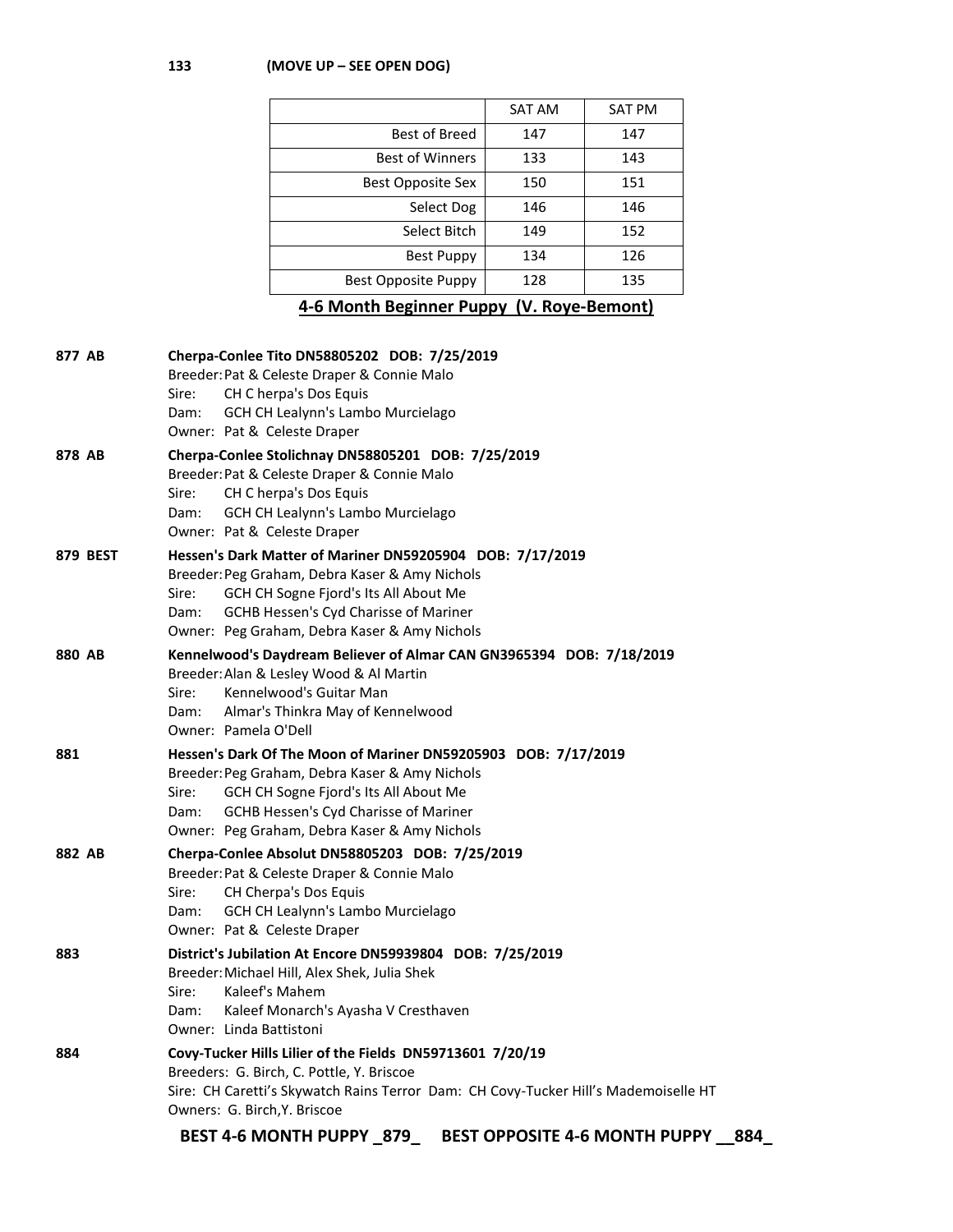**133 (MOVE UP – SEE OPEN DOG)**

| | SAT AM | SAT PM |
|---|---|---|
| Best of Breed | 147 | 147 |
| Best of Winners | 133 | 143 |
| Best Opposite Sex | 150 | 151 |
| Select Dog | 146 | 146 |
| Select Bitch | 149 | 152 |
| Best Puppy | 134 | 126 |
| Best Opposite Puppy | 128 | 135 |

## 4-6 Month Beginner Puppy (V. Roye-Bemont)

**877 AB** **Cherpa-Conlee Tito DN58805202 DOB: 7/25/2019**
Breeder: Pat & Celeste Draper & Connie Malo
Sire: CH C herpa's Dos Equis
Dam: GCH CH Lealynn's Lambo Murcielago
Owner: Pat & Celeste Draper

**878 AB** **Cherpa-Conlee Stolichnay DN58805201 DOB: 7/25/2019**
Breeder: Pat & Celeste Draper & Connie Malo
Sire: CH C herpa's Dos Equis
Dam: GCH CH Lealynn's Lambo Murcielago
Owner: Pat & Celeste Draper

**879 BEST** **Hessen's Dark Matter of Mariner DN59205904 DOB: 7/17/2019**
Breeder: Peg Graham, Debra Kaser & Amy Nichols
Sire: GCH CH Sogne Fjord's Its All About Me
Dam: GCHB Hessen's Cyd Charisse of Mariner
Owner: Peg Graham, Debra Kaser & Amy Nichols

**880 AB** **Kennelwood's Daydream Believer of Almar CAN GN3965394 DOB: 7/18/2019**
Breeder: Alan & Lesley Wood & Al Martin
Sire: Kennelwood's Guitar Man
Dam: Almar's Thinkra May of Kennelwood
Owner: Pamela O'Dell

**881** **Hessen's Dark Of The Moon of Mariner DN59205903 DOB: 7/17/2019**
Breeder: Peg Graham, Debra Kaser & Amy Nichols
Sire: GCH CH Sogne Fjord's Its All About Me
Dam: GCHB Hessen's Cyd Charisse of Mariner
Owner: Peg Graham, Debra Kaser & Amy Nichols

**882 AB** **Cherpa-Conlee Absolut DN58805203 DOB: 7/25/2019**
Breeder: Pat & Celeste Draper & Connie Malo
Sire: CH Cherpa's Dos Equis
Dam: GCH CH Lealynn's Lambo Murcielago
Owner: Pat & Celeste Draper

**883** **District's Jubilation At Encore DN59939804 DOB: 7/25/2019**
Breeder: Michael Hill, Alex Shek, Julia Shek
Sire: Kaleef's Mahem
Dam: Kaleef Monarch's Ayasha V Cresthaven
Owner: Linda Battistoni

**884** **Covy-Tucker Hills Lilier of the Fields DN59713601 7/20/19**
Breeders: G. Birch, C. Pottle, Y. Briscoe
Sire: CH Caretti's Skywatch Rains Terror Dam: CH Covy-Tucker Hill's Mademoiselle HT
Owners: G. Birch, Y. Briscoe

**BEST 4-6 MONTH PUPPY _879_ BEST OPPOSITE 4-6 MONTH PUPPY __884_**